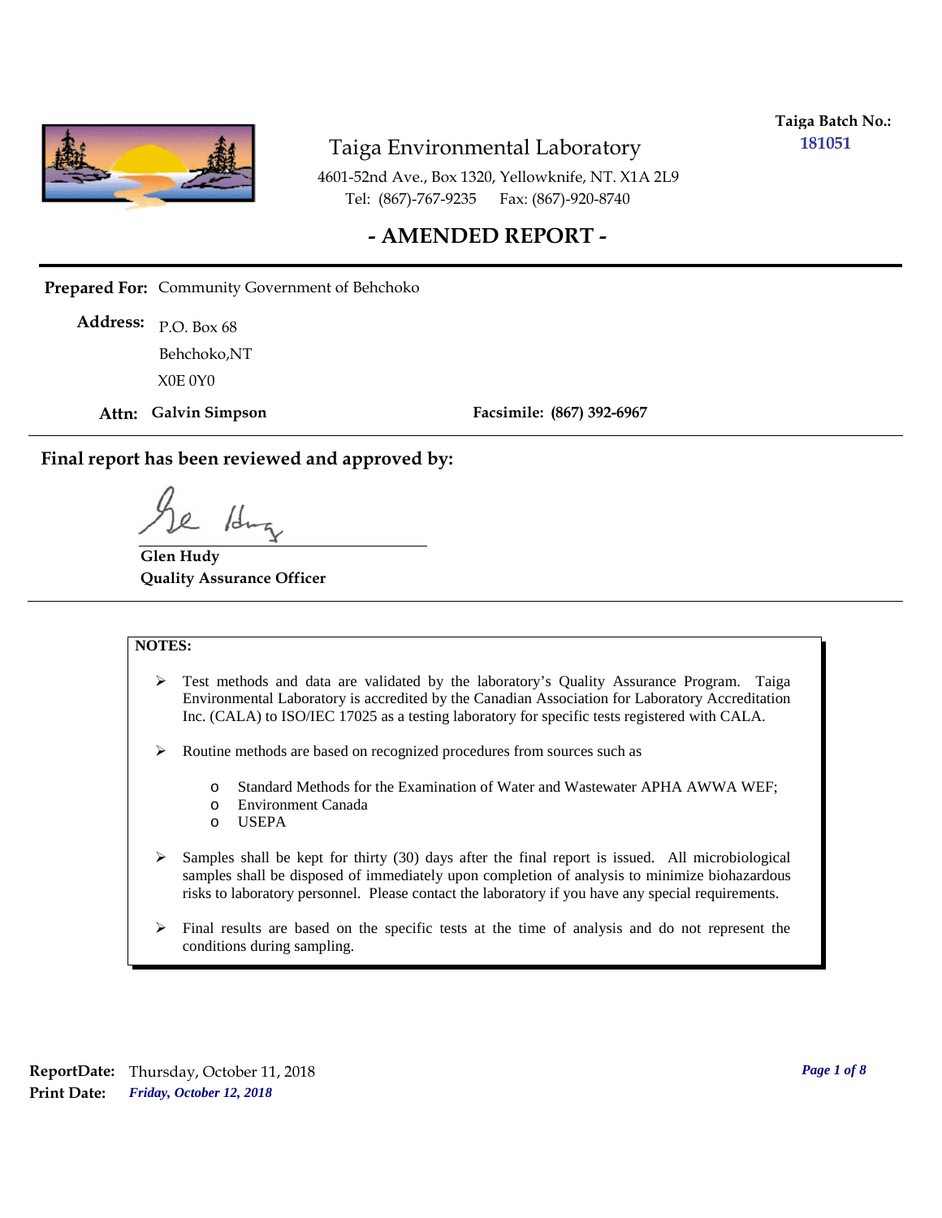**Taiga Batch No.:**
**181051**

# Taiga Environmental Laboratory

4601-52nd Ave., Box 1320, Yellowknife, NT. X1A 2L9
Tel: (867)-767-9235 Fax: (867)-920-8740

## - AMENDED REPORT -

**Prepared For:** Community Government of Behchoko

**Address:** P.O. Box 68
Behchoko,NT
X0E 0Y0

**Attn: Galvin Simpson** **Facsimile: (867) 392-6967**

## Final report has been reviewed and approved by:

**Glen Hudy**
**Quality Assurance Officer**

**NOTES:**

- Test methods and data are validated by the laboratory's Quality Assurance Program. Taiga Environmental Laboratory is accredited by the Canadian Association for Laboratory Accreditation Inc. (CALA) to ISO/IEC 17025 as a testing laboratory for specific tests registered with CALA.
- Routine methods are based on recognized procedures from sources such as
  - Standard Methods for the Examination of Water and Wastewater APHA AWWA WEF;
  - Environment Canada
  - USEPA
- Samples shall be kept for thirty (30) days after the final report is issued. All microbiological samples shall be disposed of immediately upon completion of analysis to minimize biohazardous risks to laboratory personnel. Please contact the laboratory if you have any special requirements.
- Final results are based on the specific tests at the time of analysis and do not represent the conditions during sampling.

**ReportDate:** Thursday, October 11, 2018
**Print Date:** *Friday, October 12, 2018*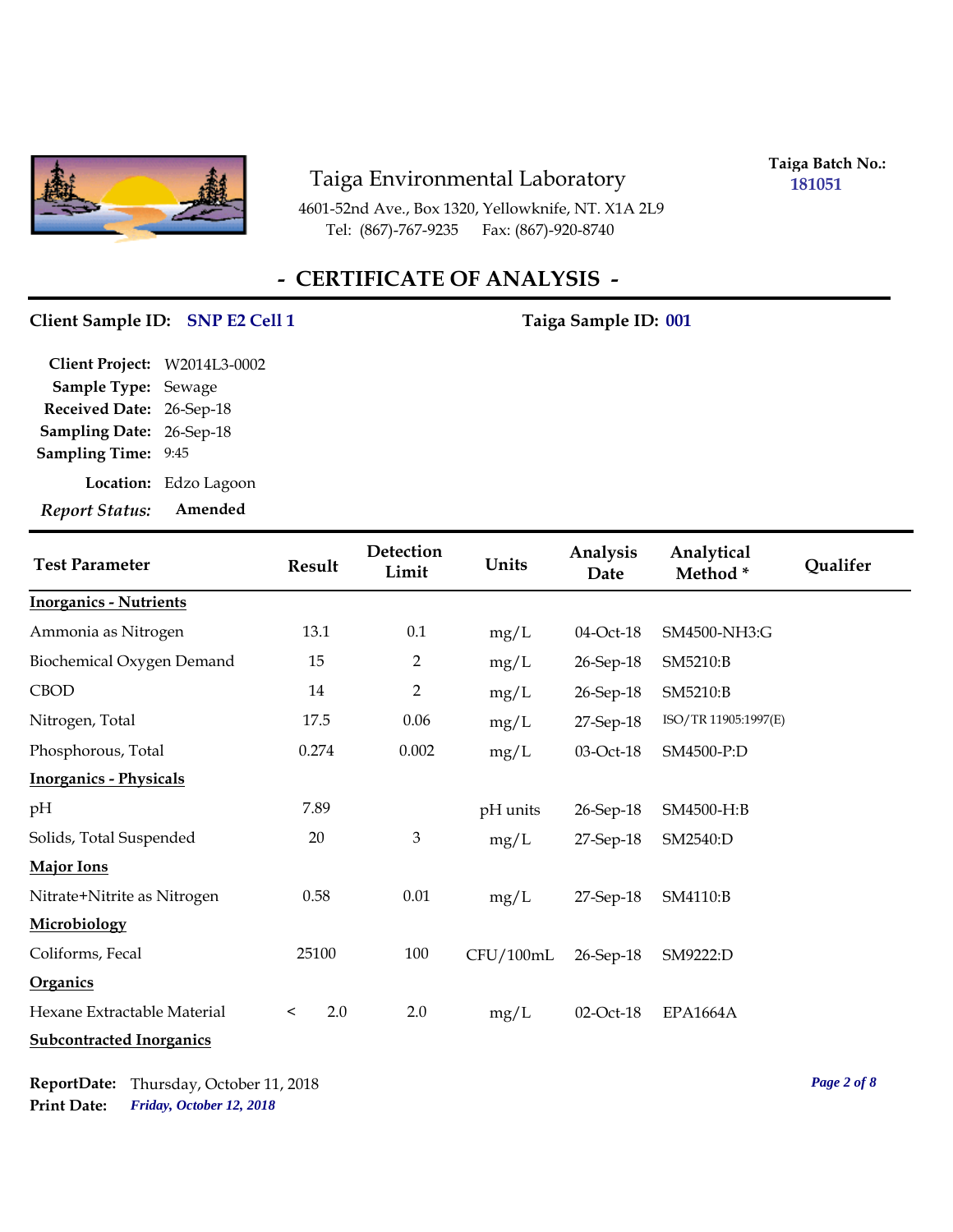Taiga Environmental Laboratory

4601-52nd Ave., Box 1320, Yellowknife, NT. X1A 2L9
Tel: (867)-767-9235 Fax: (867)-920-8740

**Taiga Batch No.:** 181051

# - CERTIFICATE OF ANALYSIS -

**Client Sample ID:** SNP E2 Cell 1 **Taiga Sample ID:** 001

**Client Project:** W2014L3-0002
**Sample Type:** Sewage
**Received Date:** 26-Sep-18
**Sampling Date:** 26-Sep-18
**Sampling Time:** 9:45
**Location:** Edzo Lagoon
***Report Status:*** **Amended**

| Test Parameter | Result | Detection Limit | Units | Analysis Date | Analytical Method * | Qualifer |
|---|---|---|---|---|---|---|
| **Inorganics - Nutrients** | | | | | | |
| Ammonia as Nitrogen | 13.1 | 0.1 | mg/L | 04-Oct-18 | SM4500-NH3:G | |
| Biochemical Oxygen Demand | 15 | 2 | mg/L | 26-Sep-18 | SM5210:B | |
| CBOD | 14 | 2 | mg/L | 26-Sep-18 | SM5210:B | |
| Nitrogen, Total | 17.5 | 0.06 | mg/L | 27-Sep-18 | ISO/TR 11905:1997(E) | |
| Phosphorous, Total | 0.274 | 0.002 | mg/L | 03-Oct-18 | SM4500-P:D | |
| **Inorganics - Physicals** | | | | | | |
| pH | 7.89 | | pH units | 26-Sep-18 | SM4500-H:B | |
| Solids, Total Suspended | 20 | 3 | mg/L | 27-Sep-18 | SM2540:D | |
| **Major Ions** | | | | | | |
| Nitrate+Nitrite as Nitrogen | 0.58 | 0.01 | mg/L | 27-Sep-18 | SM4110:B | |
| **Microbiology** | | | | | | |
| Coliforms, Fecal | 25100 | 100 | CFU/100mL | 26-Sep-18 | SM9222:D | |
| **Organics** | | | | | | |
| Hexane Extractable Material | < 2.0 | 2.0 | mg/L | 02-Oct-18 | EPA1664A | |
| **Subcontracted Inorganics** | | | | | | |

**ReportDate:** Thursday, October 11, 2018
**Print Date:** *Friday, October 12, 2018*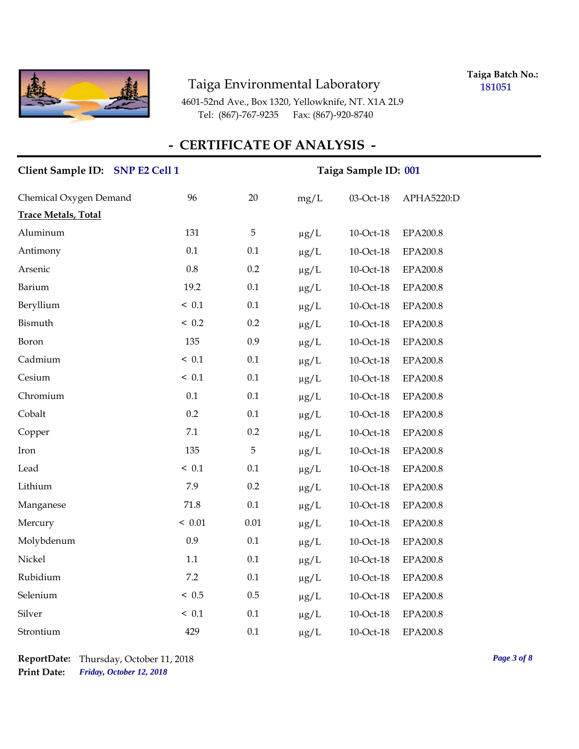Taiga Environmental Laboratory
4601-52nd Ave., Box 1320, Yellowknife, NT. X1A 2L9
Tel: (867)-767-9235 Fax: (867)-920-8740

**Taiga Batch No.:** 181051

## - CERTIFICATE OF ANALYSIS -

**Client Sample ID:** **SNP E2 Cell 1** **Taiga Sample ID:** **001**

| | | | | | |
|---|---|---|---|---|---|
| Chemical Oxygen Demand | 96 | 20 | mg/L | 03-Oct-18 | APHA5220:D |
| **Trace Metals, Total** | | | | | |
| Aluminum | 131 | 5 | µg/L | 10-Oct-18 | EPA200.8 |
| Antimony | 0.1 | 0.1 | µg/L | 10-Oct-18 | EPA200.8 |
| Arsenic | 0.8 | 0.2 | µg/L | 10-Oct-18 | EPA200.8 |
| Barium | 19.2 | 0.1 | µg/L | 10-Oct-18 | EPA200.8 |
| Beryllium | < 0.1 | 0.1 | µg/L | 10-Oct-18 | EPA200.8 |
| Bismuth | < 0.2 | 0.2 | µg/L | 10-Oct-18 | EPA200.8 |
| Boron | 135 | 0.9 | µg/L | 10-Oct-18 | EPA200.8 |
| Cadmium | < 0.1 | 0.1 | µg/L | 10-Oct-18 | EPA200.8 |
| Cesium | < 0.1 | 0.1 | µg/L | 10-Oct-18 | EPA200.8 |
| Chromium | 0.1 | 0.1 | µg/L | 10-Oct-18 | EPA200.8 |
| Cobalt | 0.2 | 0.1 | µg/L | 10-Oct-18 | EPA200.8 |
| Copper | 7.1 | 0.2 | µg/L | 10-Oct-18 | EPA200.8 |
| Iron | 135 | 5 | µg/L | 10-Oct-18 | EPA200.8 |
| Lead | < 0.1 | 0.1 | µg/L | 10-Oct-18 | EPA200.8 |
| Lithium | 7.9 | 0.2 | µg/L | 10-Oct-18 | EPA200.8 |
| Manganese | 71.8 | 0.1 | µg/L | 10-Oct-18 | EPA200.8 |
| Mercury | < 0.01 | 0.01 | µg/L | 10-Oct-18 | EPA200.8 |
| Molybdenum | 0.9 | 0.1 | µg/L | 10-Oct-18 | EPA200.8 |
| Nickel | 1.1 | 0.1 | µg/L | 10-Oct-18 | EPA200.8 |
| Rubidium | 7.2 | 0.1 | µg/L | 10-Oct-18 | EPA200.8 |
| Selenium | < 0.5 | 0.5 | µg/L | 10-Oct-18 | EPA200.8 |
| Silver | < 0.1 | 0.1 | µg/L | 10-Oct-18 | EPA200.8 |
| Strontium | 429 | 0.1 | µg/L | 10-Oct-18 | EPA200.8 |

**ReportDate:** Thursday, October 11, 2018
**Print Date:** ***Friday, October 12, 2018***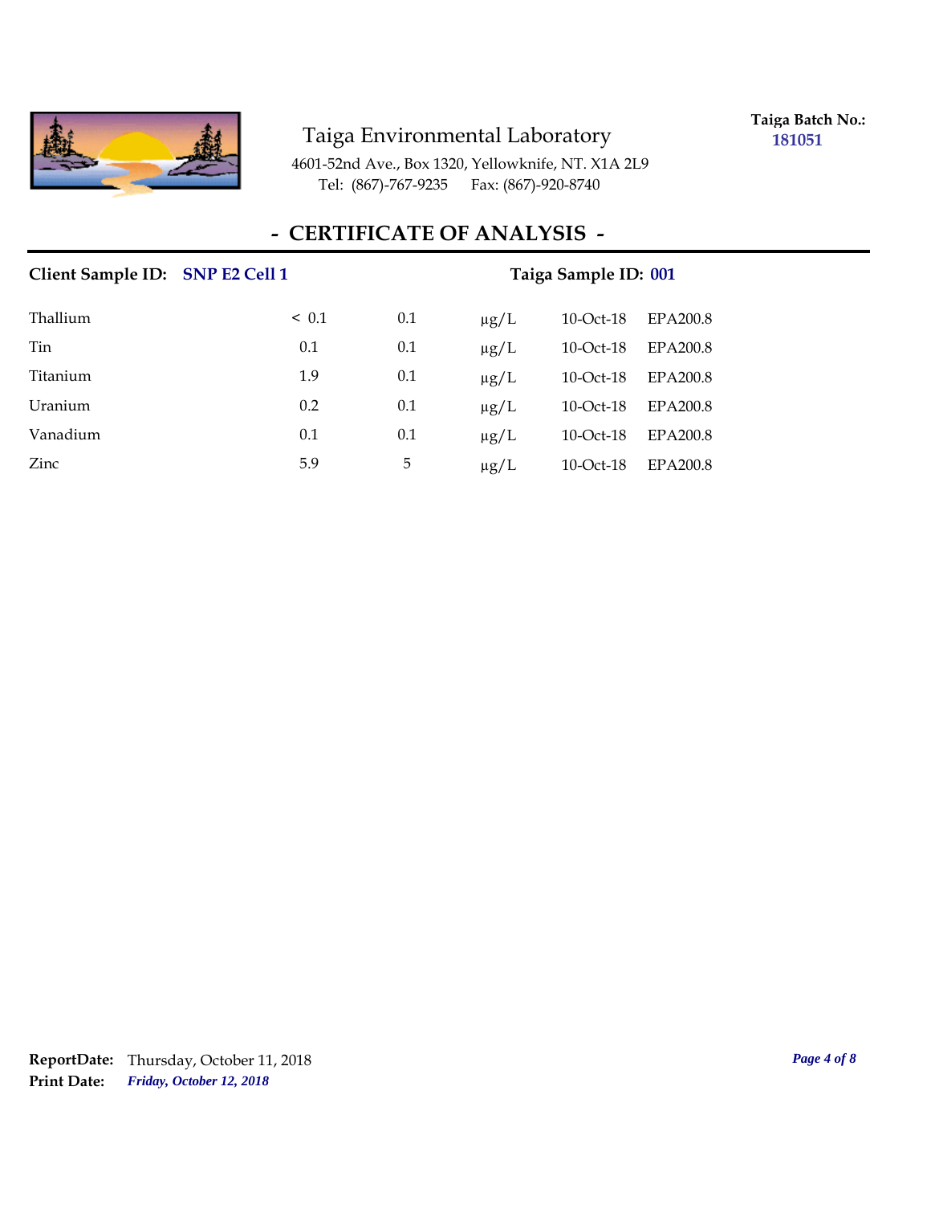Taiga Environmental Laboratory

4601-52nd Ave., Box 1320, Yellowknife, NT. X1A 2L9

Tel: (867)-767-9235 Fax: (867)-920-8740

**Taiga Batch No.:** **181051**

# - CERTIFICATE OF ANALYSIS -

**Client Sample ID:** **SNP E2 Cell 1** **Taiga Sample ID:** **001**

| | | | | | |
|---|---|---|---|---|---|
| Thallium | < 0.1 | 0.1 | µg/L | 10-Oct-18 | EPA200.8 |
| Tin | 0.1 | 0.1 | µg/L | 10-Oct-18 | EPA200.8 |
| Titanium | 1.9 | 0.1 | µg/L | 10-Oct-18 | EPA200.8 |
| Uranium | 0.2 | 0.1 | µg/L | 10-Oct-18 | EPA200.8 |
| Vanadium | 0.1 | 0.1 | µg/L | 10-Oct-18 | EPA200.8 |
| Zinc | 5.9 | 5 | µg/L | 10-Oct-18 | EPA200.8 |

**ReportDate:** Thursday, October 11, 2018
**Print Date:** ***Friday, October 12, 2018***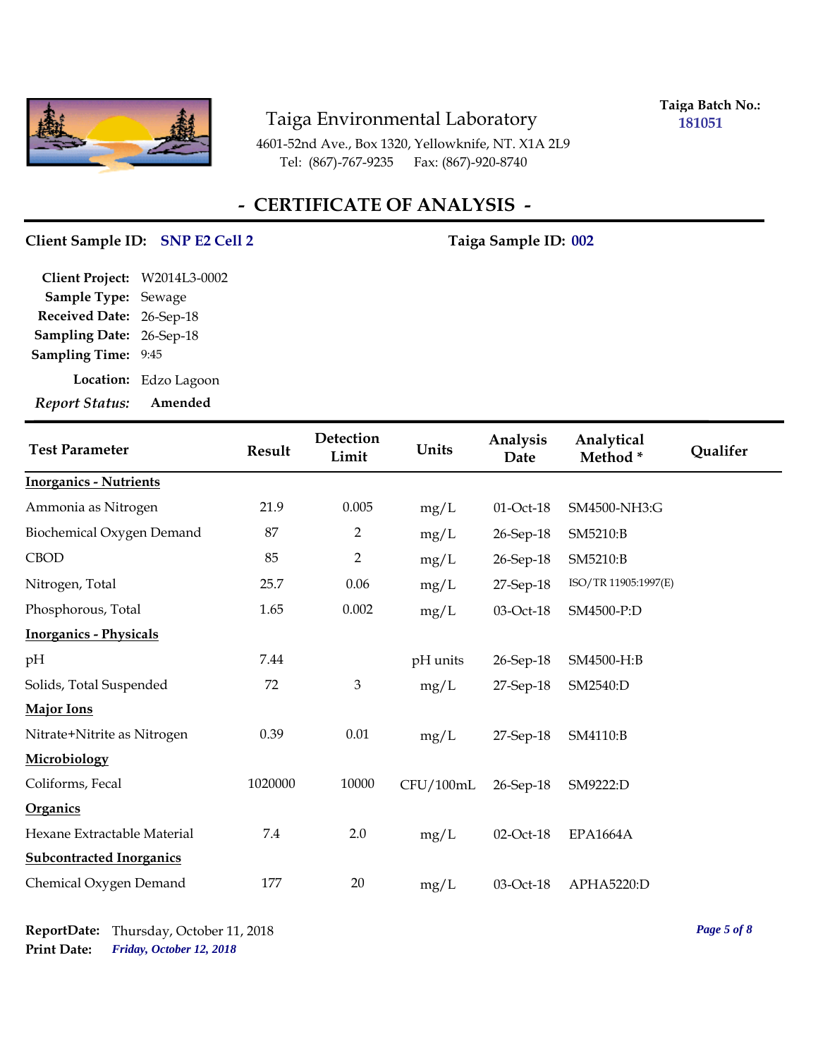Taiga Environmental Laboratory

4601-52nd Ave., Box 1320, Yellowknife, NT. X1A 2L9
Tel: (867)-767-9235 Fax: (867)-920-8740

**Taiga Batch No.:** 181051

# - CERTIFICATE OF ANALYSIS -

**Client Sample ID:** SNP E2 Cell 2 **Taiga Sample ID:** 002

**Client Project:** W2014L3-0002
**Sample Type:** Sewage
**Received Date:** 26-Sep-18
**Sampling Date:** 26-Sep-18
**Sampling Time:** 9:45
**Location:** Edzo Lagoon
***Report Status:*** **Amended**

| Test Parameter | Result | Detection Limit | Units | Analysis Date | Analytical Method * | Qualifer |
|---|---|---|---|---|---|---|
| **Inorganics - Nutrients** | | | | | | |
| Ammonia as Nitrogen | 21.9 | 0.005 | mg/L | 01-Oct-18 | SM4500-NH3:G | |
| Biochemical Oxygen Demand | 87 | 2 | mg/L | 26-Sep-18 | SM5210:B | |
| CBOD | 85 | 2 | mg/L | 26-Sep-18 | SM5210:B | |
| Nitrogen, Total | 25.7 | 0.06 | mg/L | 27-Sep-18 | ISO/TR 11905:1997(E) | |
| Phosphorous, Total | 1.65 | 0.002 | mg/L | 03-Oct-18 | SM4500-P:D | |
| **Inorganics - Physicals** | | | | | | |
| pH | 7.44 | | pH units | 26-Sep-18 | SM4500-H:B | |
| Solids, Total Suspended | 72 | 3 | mg/L | 27-Sep-18 | SM2540:D | |
| **Major Ions** | | | | | | |
| Nitrate+Nitrite as Nitrogen | 0.39 | 0.01 | mg/L | 27-Sep-18 | SM4110:B | |
| **Microbiology** | | | | | | |
| Coliforms, Fecal | 1020000 | 10000 | CFU/100mL | 26-Sep-18 | SM9222:D | |
| **Organics** | | | | | | |
| Hexane Extractable Material | 7.4 | 2.0 | mg/L | 02-Oct-18 | EPA1664A | |
| **Subcontracted Inorganics** | | | | | | |
| Chemical Oxygen Demand | 177 | 20 | mg/L | 03-Oct-18 | APHA5220:D | |

**ReportDate:** Thursday, October 11, 2018
**Print Date:** ***Friday, October 12, 2018***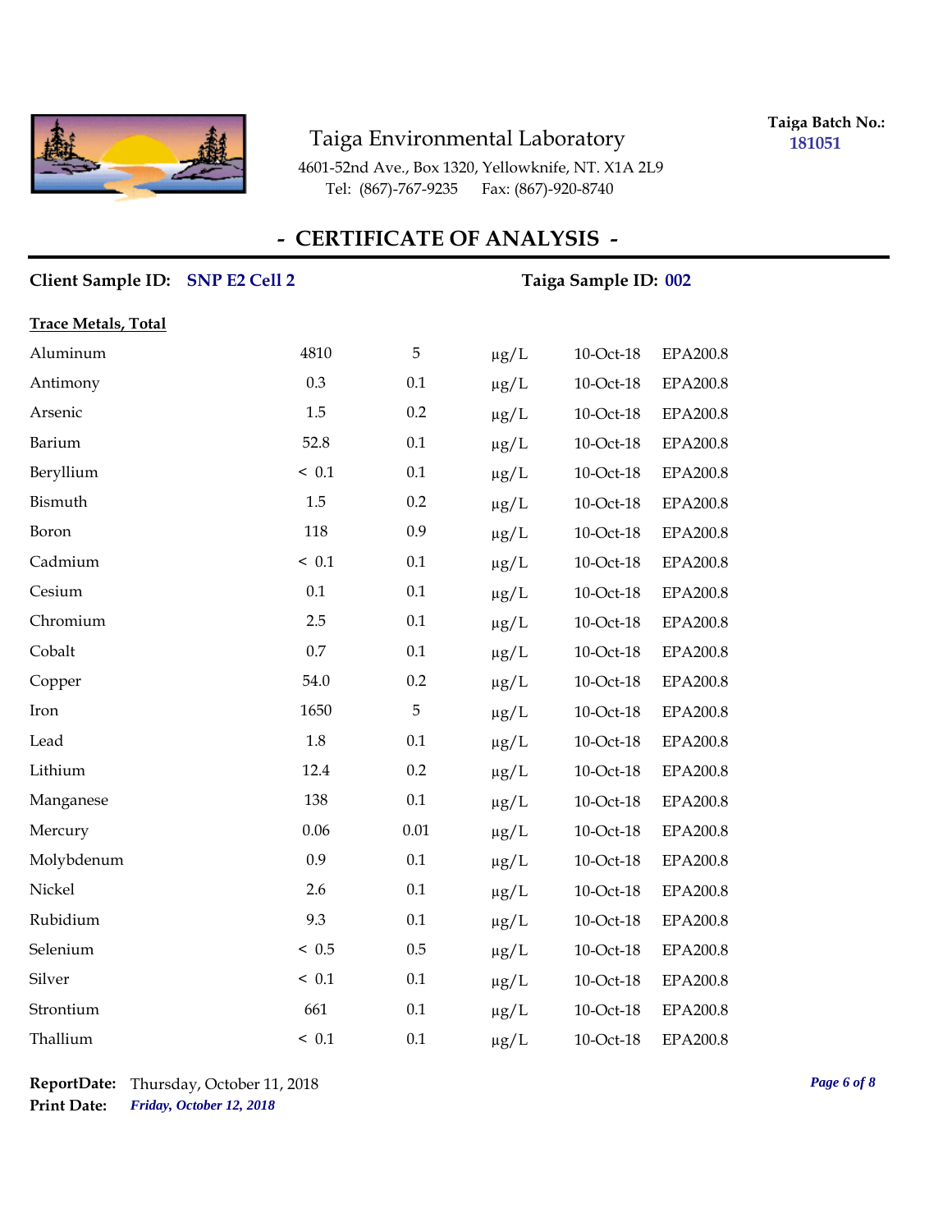Taiga Environmental Laboratory
4601-52nd Ave., Box 1320, Yellowknife, NT. X1A 2L9
Tel: (867)-767-9235 Fax: (867)-920-8740

**Taiga Batch No.:** **181051**

# - CERTIFICATE OF ANALYSIS -

**Client Sample ID:** **SNP E2 Cell 2** **Taiga Sample ID:** **002**

**Trace Metals, Total**

| | | | | | |
|---|---|---|---|---|---|
| Aluminum | 4810 | 5 | µg/L | 10-Oct-18 | EPA200.8 |
| Antimony | 0.3 | 0.1 | µg/L | 10-Oct-18 | EPA200.8 |
| Arsenic | 1.5 | 0.2 | µg/L | 10-Oct-18 | EPA200.8 |
| Barium | 52.8 | 0.1 | µg/L | 10-Oct-18 | EPA200.8 |
| Beryllium | < 0.1 | 0.1 | µg/L | 10-Oct-18 | EPA200.8 |
| Bismuth | 1.5 | 0.2 | µg/L | 10-Oct-18 | EPA200.8 |
| Boron | 118 | 0.9 | µg/L | 10-Oct-18 | EPA200.8 |
| Cadmium | < 0.1 | 0.1 | µg/L | 10-Oct-18 | EPA200.8 |
| Cesium | 0.1 | 0.1 | µg/L | 10-Oct-18 | EPA200.8 |
| Chromium | 2.5 | 0.1 | µg/L | 10-Oct-18 | EPA200.8 |
| Cobalt | 0.7 | 0.1 | µg/L | 10-Oct-18 | EPA200.8 |
| Copper | 54.0 | 0.2 | µg/L | 10-Oct-18 | EPA200.8 |
| Iron | 1650 | 5 | µg/L | 10-Oct-18 | EPA200.8 |
| Lead | 1.8 | 0.1 | µg/L | 10-Oct-18 | EPA200.8 |
| Lithium | 12.4 | 0.2 | µg/L | 10-Oct-18 | EPA200.8 |
| Manganese | 138 | 0.1 | µg/L | 10-Oct-18 | EPA200.8 |
| Mercury | 0.06 | 0.01 | µg/L | 10-Oct-18 | EPA200.8 |
| Molybdenum | 0.9 | 0.1 | µg/L | 10-Oct-18 | EPA200.8 |
| Nickel | 2.6 | 0.1 | µg/L | 10-Oct-18 | EPA200.8 |
| Rubidium | 9.3 | 0.1 | µg/L | 10-Oct-18 | EPA200.8 |
| Selenium | < 0.5 | 0.5 | µg/L | 10-Oct-18 | EPA200.8 |
| Silver | < 0.1 | 0.1 | µg/L | 10-Oct-18 | EPA200.8 |
| Strontium | 661 | 0.1 | µg/L | 10-Oct-18 | EPA200.8 |
| Thallium | < 0.1 | 0.1 | µg/L | 10-Oct-18 | EPA200.8 |

**ReportDate:** Thursday, October 11, 2018
**Print Date:** *Friday, October 12, 2018*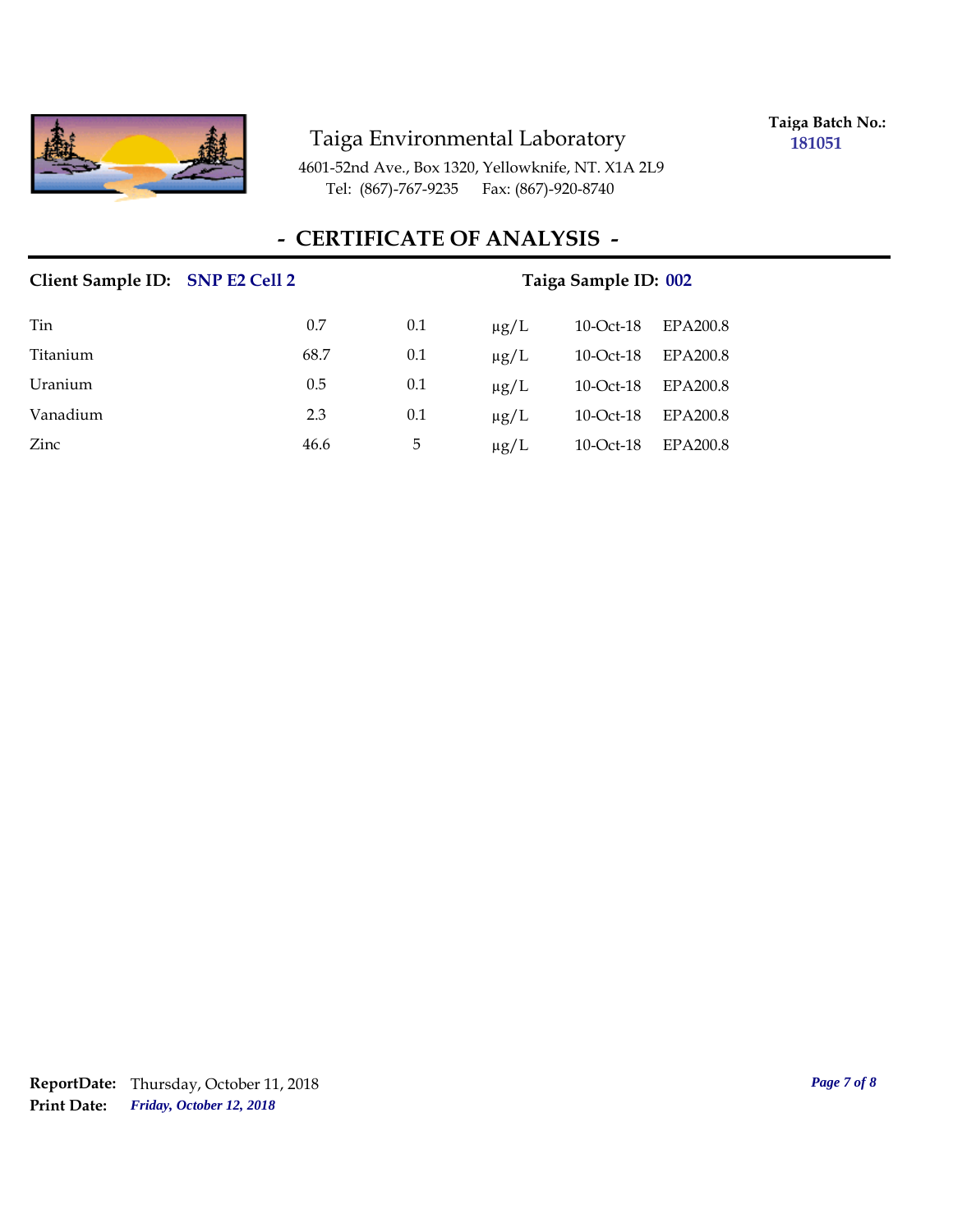Taiga Environmental Laboratory

4601-52nd Ave., Box 1320, Yellowknife, NT. X1A 2L9
Tel: (867)-767-9235 Fax: (867)-920-8740

**Taiga Batch No.:** **181051**

# - CERTIFICATE OF ANALYSIS -

**Client Sample ID:** **SNP E2 Cell 2** **Taiga Sample ID:** **002**

| | | | | | |
|---|---|---|---|---|---|
| Tin | 0.7 | 0.1 | µg/L | 10-Oct-18 | EPA200.8 |
| Titanium | 68.7 | 0.1 | µg/L | 10-Oct-18 | EPA200.8 |
| Uranium | 0.5 | 0.1 | µg/L | 10-Oct-18 | EPA200.8 |
| Vanadium | 2.3 | 0.1 | µg/L | 10-Oct-18 | EPA200.8 |
| Zinc | 46.6 | 5 | µg/L | 10-Oct-18 | EPA200.8 |

**ReportDate:** Thursday, October 11, 2018
**Print Date:** ***Friday, October 12, 2018***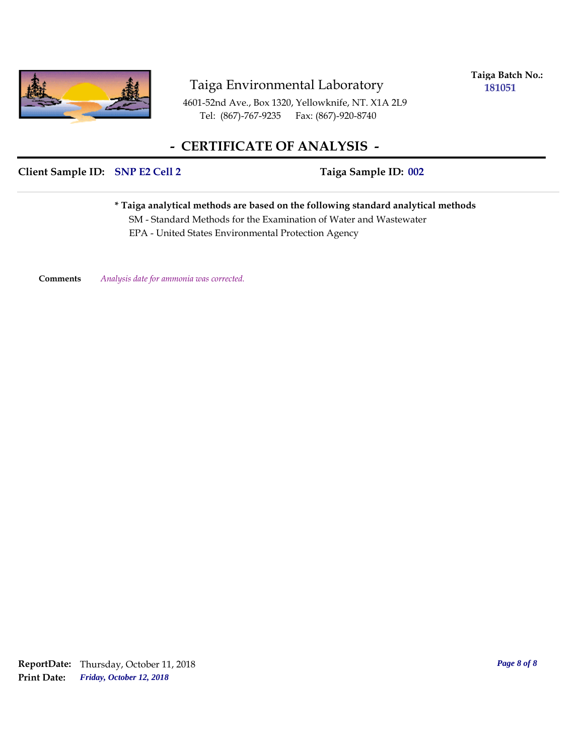Taiga Environmental Laboratory

4601-52nd Ave., Box 1320, Yellowknife, NT. X1A 2L9
Tel: (867)-767-9235 Fax: (867)-920-8740

**Taiga Batch No.:** 181051

# - CERTIFICATE OF ANALYSIS -

**Client Sample ID:** SNP E2 Cell 2 **Taiga Sample ID:** 002

**\* Taiga analytical methods are based on the following standard analytical methods**

SM - Standard Methods for the Examination of Water and Wastewater
EPA - United States Environmental Protection Agency

**Comments** *Analysis date for ammonia was corrected.*

**ReportDate:** Thursday, October 11, 2018
**Print Date:** *Friday, October 12, 2018*